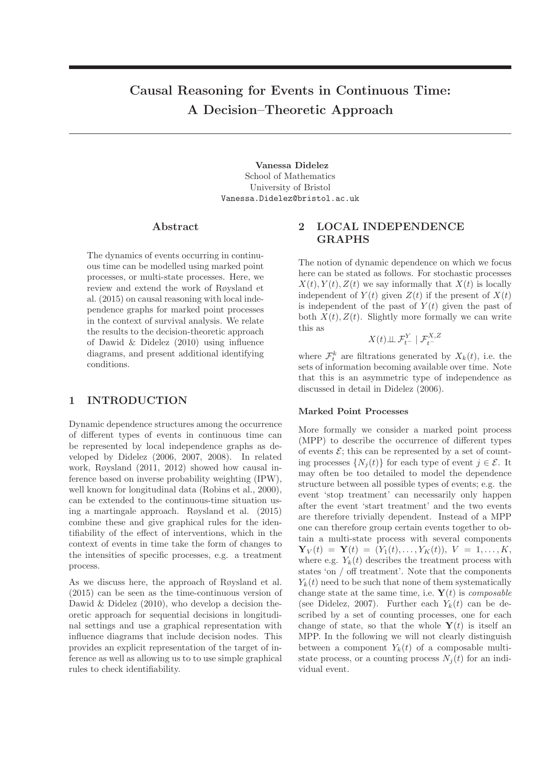# Causal Reasoning for Events in Continuous Time: A Decision–Theoretic Approach

**Vanessa Didelez**
School of Mathematics
University of Bristol
Vanessa.Didelez@bristol.ac.uk

## Abstract

The dynamics of events occurring in continuous time can be modelled using marked point processes, or multi-state processes. Here, we review and extend the work of Røysland et al. (2015) on causal reasoning with local independence graphs for marked point processes in the context of survival analysis. We relate the results to the decision-theoretic approach of Dawid & Didelez (2010) using influence diagrams, and present additional identifying conditions.

## 1 INTRODUCTION

Dynamic dependence structures among the occurrence of different types of events in continuous time can be represented by local independence graphs as developed by Didelez (2006, 2007, 2008). In related work, Røysland (2011, 2012) showed how causal inference based on inverse probability weighting (IPW), well known for longitudinal data (Robins et al., 2000), can be extended to the continuous-time situation using a martingale approach. Røysland et al. (2015) combine these and give graphical rules for the identifiability of the effect of interventions, which in the context of events in time take the form of changes to the intensities of specific processes, e.g. a treatment process.

As we discuss here, the approach of Røysland et al. (2015) can be seen as the time-continuous version of Dawid & Didelez (2010), who develop a decision theoretic approach for sequential decisions in longitudinal settings and use a graphical representation with influence diagrams that include decision nodes. This provides an explicit representation of the target of inference as well as allowing us to to use simple graphical rules to check identifiability.

## 2 LOCAL INDEPENDENCE GRAPHS

The notion of dynamic dependence on which we focus here can be stated as follows. For stochastic processes $X(t), Y(t), Z(t)$ we say informally that $X(t)$ is locally independent of $Y(t)$ given $Z(t)$ if the present of $X(t)$ is independent of the past of $Y(t)$ given the past of both $X(t), Z(t)$. Slightly more formally we can write this as

$$X(t) \perp\!\!\!\perp \mathcal{F}^{Y}_{t^-} \mid \mathcal{F}^{X,Z}_{t^-}$$

where $\mathcal{F}^{k}_{t}$ are filtrations generated by $X_k(t)$, i.e. the sets of information becoming available over time. Note that this is an asymmetric type of independence as discussed in detail in Didelez (2006).

#### Marked Point Processes

More formally we consider a marked point process (MPP) to describe the occurrence of different types of events $\mathcal{E}$; this can be represented by a set of counting processes $\{N_j(t)\}$ for each type of event $j \in \mathcal{E}$. It may often be too detailed to model the dependence structure between all possible types of events; e.g. the event 'stop treatment' can necessarily only happen after the event 'start treatment' and the two events are therefore trivially dependent. Instead of a MPP one can therefore group certain events together to obtain a multi-state process with several components $\mathbf{Y}_V(t) = \mathbf{Y}(t) = (Y_1(t), \ldots, Y_K(t))$, $V = 1, \ldots, K$, where e.g. $Y_k(t)$ describes the treatment process with states 'on / off treatment'. Note that the components $Y_k(t)$ need to be such that none of them systematically change state at the same time, i.e. $\mathbf{Y}(t)$ is *composable* (see Didelez, 2007). Further each $Y_k(t)$ can be described by a set of counting processes, one for each change of state, so that the whole $\mathbf{Y}(t)$ is itself an MPP. In the following we will not clearly distinguish between a component $Y_k(t)$ of a composable multi-state process, or a counting process $N_j(t)$ for an individual event.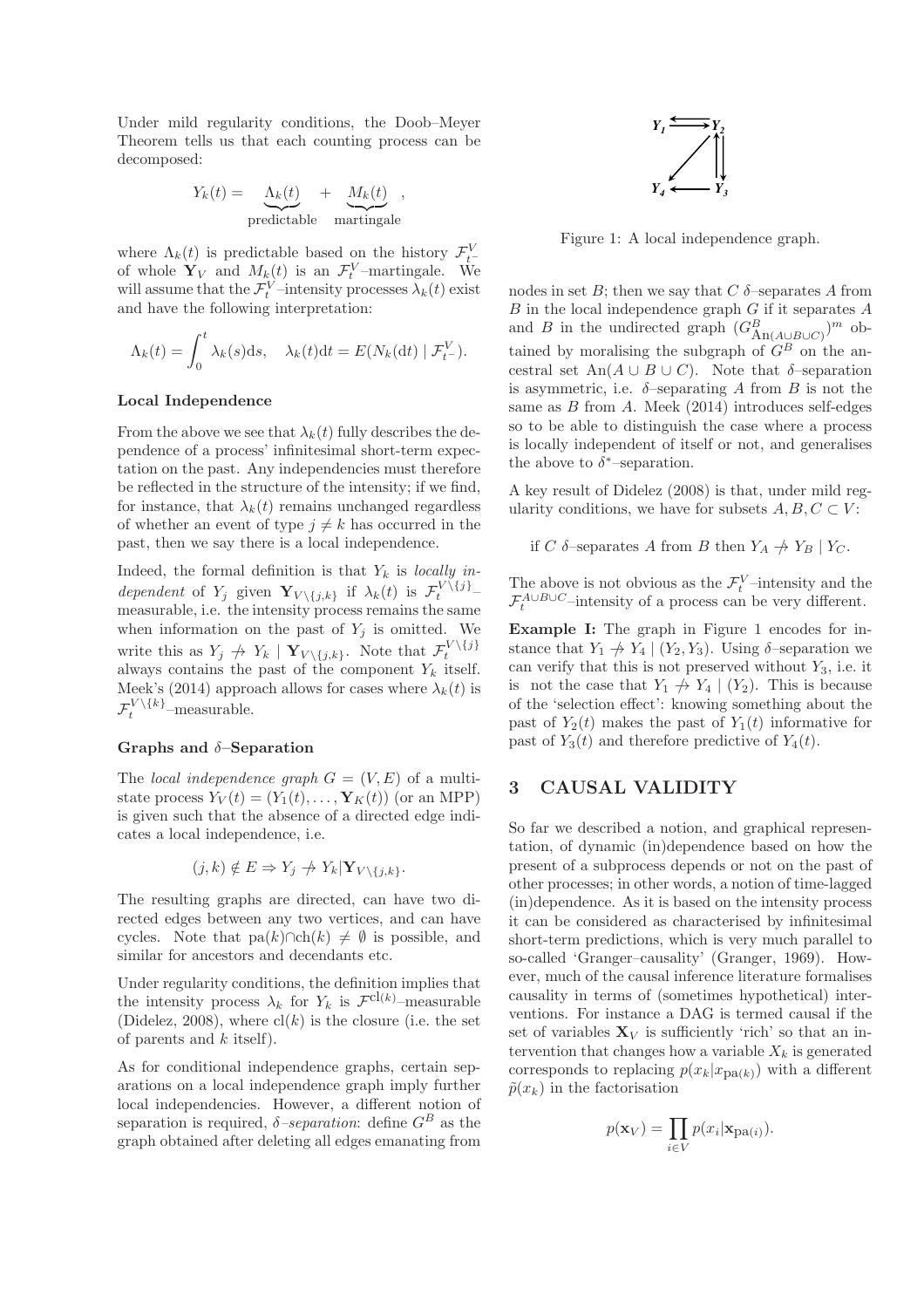Under mild regularity conditions, the Doob–Meyer Theorem tells us that each counting process can be decomposed:

$$Y_k(t) = \underbrace{\Lambda_k(t)}_{\text{predictable}} + \underbrace{M_k(t)}_{\text{martingale}},$$

where $\Lambda_k(t)$ is predictable based on the history $\mathcal{F}^V_{t^-}$ of whole $\mathbf{Y}_V$ and $M_k(t)$ is an $\mathcal{F}^V_t$–martingale. We will assume that the $\mathcal{F}^V_t$–intensity processes $\lambda_k(t)$ exist and have the following interpretation:

$$\Lambda_k(t) = \int_0^t \lambda_k(s)\mathrm{d}s, \quad \lambda_k(t)\mathrm{d}t = E(N_k(\mathrm{d}t) \mid \mathcal{F}^V_{t^-}).$$

**Local Independence**

From the above we see that $\lambda_k(t)$ fully describes the dependence of a process' infinitesimal short-term expectation on the past. Any independencies must therefore be reflected in the structure of the intensity; if we find, for instance, that $\lambda_k(t)$ remains unchanged regardless of whether an event of type $j \neq k$ has occurred in the past, then we say there is a local independence.

Indeed, the formal definition is that $Y_k$ is *locally independent* of $Y_j$ given $\mathbf{Y}_{V\setminus\{j,k\}}$ if $\lambda_k(t)$ is $\mathcal{F}^{V\setminus\{j\}}_{t^-}$-measurable, i.e. the intensity process remains the same when information on the past of $Y_j$ is omitted. We write this as $Y_j \not\to Y_k \mid \mathbf{Y}_{V\setminus\{j,k\}}$. Note that $\mathcal{F}^{V\setminus\{j\}}_t$ always contains the past of the component $Y_k$ itself. Meek's (2014) approach allows for cases where $\lambda_k(t)$ is $\mathcal{F}^{V\setminus\{k\}}_t$–measurable.

**Graphs and $\delta$–Separation**

The *local independence graph* $G = (V, E)$ of a multistate process $Y_V(t) = (Y_1(t), \ldots, \mathbf{Y}_K(t))$ (or an MPP) is given such that the absence of a directed edge indicates a local independence, i.e.

$$(j, k) \notin E \Rightarrow Y_j \not\to Y_k|\mathbf{Y}_{V\setminus\{j,k\}}.$$

The resulting graphs are directed, can have two directed edges between any two vertices, and can have cycles. Note that $\mathrm{pa}(k)\cap\mathrm{ch}(k) \neq \emptyset$ is possible, and similar for ancestors and decendants etc.

Under regularity conditions, the definition implies that the intensity process $\lambda_k$ for $Y_k$ is $\mathcal{F}^{\mathrm{cl}(k)}$–measurable (Didelez, 2008), where $\mathrm{cl}(k)$ is the closure (i.e. the set of parents and $k$ itself).

As for conditional independence graphs, certain separations on a local independence graph imply further local independencies. However, a different notion of separation is required, *$\delta$–separation*: define $G^B$ as the graph obtained after deleting all edges emanating from nodes in set $B$; then we say that $C$ $\delta$–separates $A$ from $B$ in the local independence graph $G$ if it separates $A$ and $B$ in the undirected graph $(G^B_{\mathrm{An}(A\cup B\cup C)})^m$ obtained by moralising the subgraph of $G^B$ on the ancestral set $\mathrm{An}(A \cup B \cup C)$. Note that $\delta$–separation is asymmetric, i.e. $\delta$–separating $A$ from $B$ is not the same as $B$ from $A$. Meek (2014) introduces self-edges so to be able to distinguish the case where a process is locally independent of itself or not, and generalises the above to $\delta^*$–separation.

Figure 1: A local independence graph.

A key result of Didelez (2008) is that, under mild regularity conditions, we have for subsets $A, B, C \subset V$:

if $C$ $\delta$–separates $A$ from $B$ then $Y_A \not\to Y_B \mid Y_C$.

The above is not obvious as the $\mathcal{F}^V_t$–intensity and the $\mathcal{F}^{A\cup B\cup C}_t$–intensity of a process can be very different.

**Example I:** The graph in Figure 1 encodes for instance that $Y_1 \not\to Y_4 \mid (Y_2, Y_3)$. Using $\delta$–separation we can verify that this is not preserved without $Y_3$, i.e. it is not the case that $Y_1 \not\to Y_4 \mid (Y_2)$. This is because of the 'selection effect': knowing something about the past of $Y_2(t)$ makes the past of $Y_1(t)$ informative for past of $Y_3(t)$ and therefore predictive of $Y_4(t)$.

## 3 CAUSAL VALIDITY

So far we described a notion, and graphical representation, of dynamic (in)dependence based on how the present of a subprocess depends or not on the past of other processes; in other words, a notion of time-lagged (in)dependence. As it is based on the intensity process it can be considered as characterised by infinitesimal short-term predictions, which is very much parallel to so-called 'Granger–causality' (Granger, 1969). However, much of the causal inference literature formalises causality in terms of (sometimes hypothetical) interventions. For instance a DAG is termed causal if the set of variables $\mathbf{X}_V$ is sufficiently 'rich' so that an intervention that changes how a variable $X_k$ is generated corresponds to replacing $p(x_k|x_{\mathrm{pa}(k)})$ with a different $\tilde{p}(x_k)$ in the factorisation

$$p(\mathbf{x}_V) = \prod_{i\in V} p(x_i|\mathbf{x}_{\mathrm{pa}(i)}).$$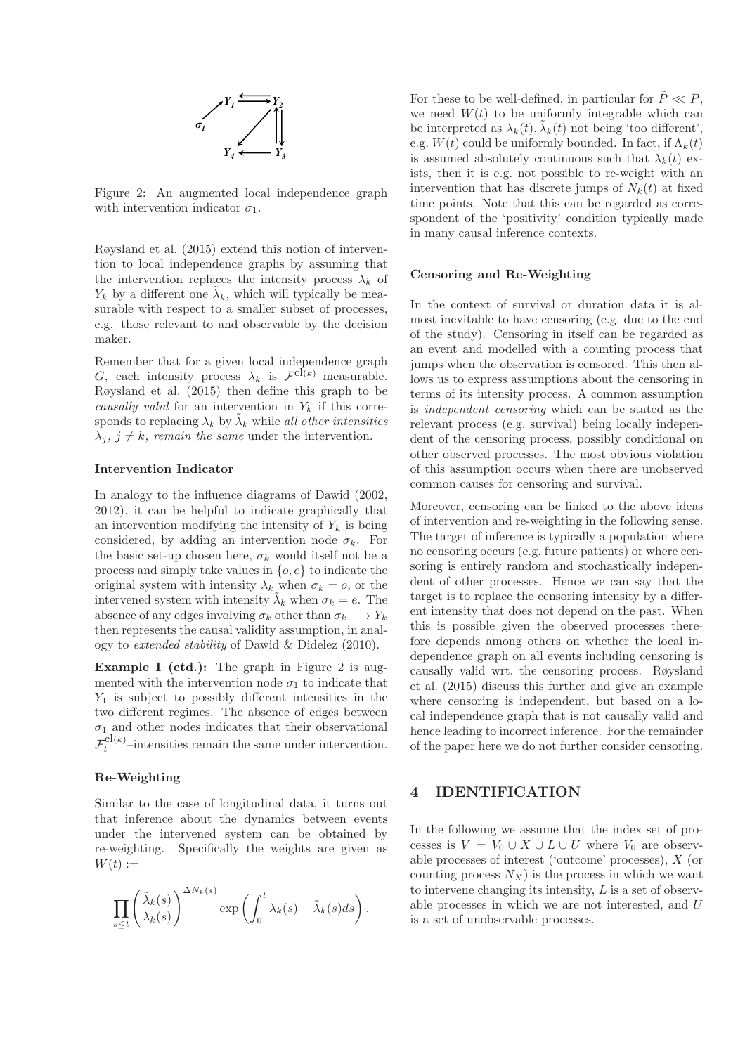Figure 2: An augmented local independence graph with intervention indicator $\sigma_1$.

Røysland et al. (2015) extend this notion of intervention to local independence graphs by assuming that the intervention replaces the intensity process $\lambda_k$ of $Y_k$ by a different one $\tilde{\lambda}_k$, which will typically be measurable with respect to a smaller subset of processes, e.g. those relevant to and observable by the decision maker.

Remember that for a given local independence graph $G$, each intensity process $\lambda_k$ is $\mathcal{F}^{\text{cl}(k)}$–measurable. Røysland et al. (2015) then define this graph to be *causally valid* for an intervention in $Y_k$ if this corresponds to replacing $\lambda_k$ by $\tilde{\lambda}_k$ while *all other intensities* $\lambda_j$, $j \neq k$, *remain the same* under the intervention.

### Intervention Indicator

In analogy to the influence diagrams of Dawid (2002, 2012), it can be helpful to indicate graphically that an intervention modifying the intensity of $Y_k$ is being considered, by adding an intervention node $\sigma_k$. For the basic set-up chosen here, $\sigma_k$ would itself not be a process and simply take values in $\{o, e\}$ to indicate the original system with intensity $\lambda_k$ when $\sigma_k = o$, or the intervened system with intensity $\tilde{\lambda}_k$ when $\sigma_k = e$. The absence of any edges involving $\sigma_k$ other than $\sigma_k \longrightarrow Y_k$ then represents the causal validity assumption, in analogy to *extended stability* of Dawid & Didelez (2010).

**Example I (ctd.):** The graph in Figure 2 is augmented with the intervention node $\sigma_1$ to indicate that $Y_1$ is subject to possibly different intensities in the two different regimes. The absence of edges between $\sigma_1$ and other nodes indicates that their observational $\mathcal{F}_t^{\text{cl}(k)}$–intensities remain the same under intervention.

### Re-Weighting

Similar to the case of longitudinal data, it turns out that inference about the dynamics between events under the intervened system can be obtained by re-weighting. Specifically the weights are given as $W(t) :=$

$$\prod_{s \leq t} \left( \frac{\tilde{\lambda}_k(s)}{\lambda_k(s)} \right)^{\Delta N_k(s)} \exp\left( \int_0^t \lambda_k(s) - \tilde{\lambda}_k(s) ds \right).$$

For these to be well-defined, in particular for $\tilde{P} \ll P$, we need $W(t)$ to be uniformly integrable which can be interpreted as $\lambda_k(t), \tilde{\lambda}_k(t)$ not being 'too different', e.g. $W(t)$ could be uniformly bounded. In fact, if $\Lambda_k(t)$ is assumed absolutely continuous such that $\lambda_k(t)$ exists, then it is e.g. not possible to re-weight with an intervention that has discrete jumps of $N_k(t)$ at fixed time points. Note that this can be regarded as correspondent of the 'positivity' condition typically made in many causal inference contexts.

### Censoring and Re-Weighting

In the context of survival or duration data it is almost inevitable to have censoring (e.g. due to the end of the study). Censoring in itself can be regarded as an event and modelled with a counting process that jumps when the observation is censored. This then allows us to express assumptions about the censoring in terms of its intensity process. A common assumption is *independent censoring* which can be stated as the relevant process (e.g. survival) being locally independent of the censoring process, possibly conditional on other observed processes. The most obvious violation of this assumption occurs when there are unobserved common causes for censoring and survival.

Moreover, censoring can be linked to the above ideas of intervention and re-weighting in the following sense. The target of inference is typically a population where no censoring occurs (e.g. future patients) or where censoring is entirely random and stochastically independent of other processes. Hence we can say that the target is to replace the censoring intensity by a different intensity that does not depend on the past. When this is possible given the observed processes therefore depends among others on whether the local independence graph on all events including censoring is causally valid wrt. the censoring process. Røysland et al. (2015) discuss this further and give an example where censoring is independent, but based on a local independence graph that is not causally valid and hence leading to incorrect inference. For the remainder of the paper here we do not further consider censoring.

## 4 IDENTIFICATION

In the following we assume that the index set of processes is $V = V_0 \cup X \cup L \cup U$ where $V_0$ are observable processes of interest ('outcome' processes), $X$ (or counting process $N_X$) is the process in which we want to intervene changing its intensity, $L$ is a set of observable processes in which we are not interested, and $U$ is a set of unobservable processes.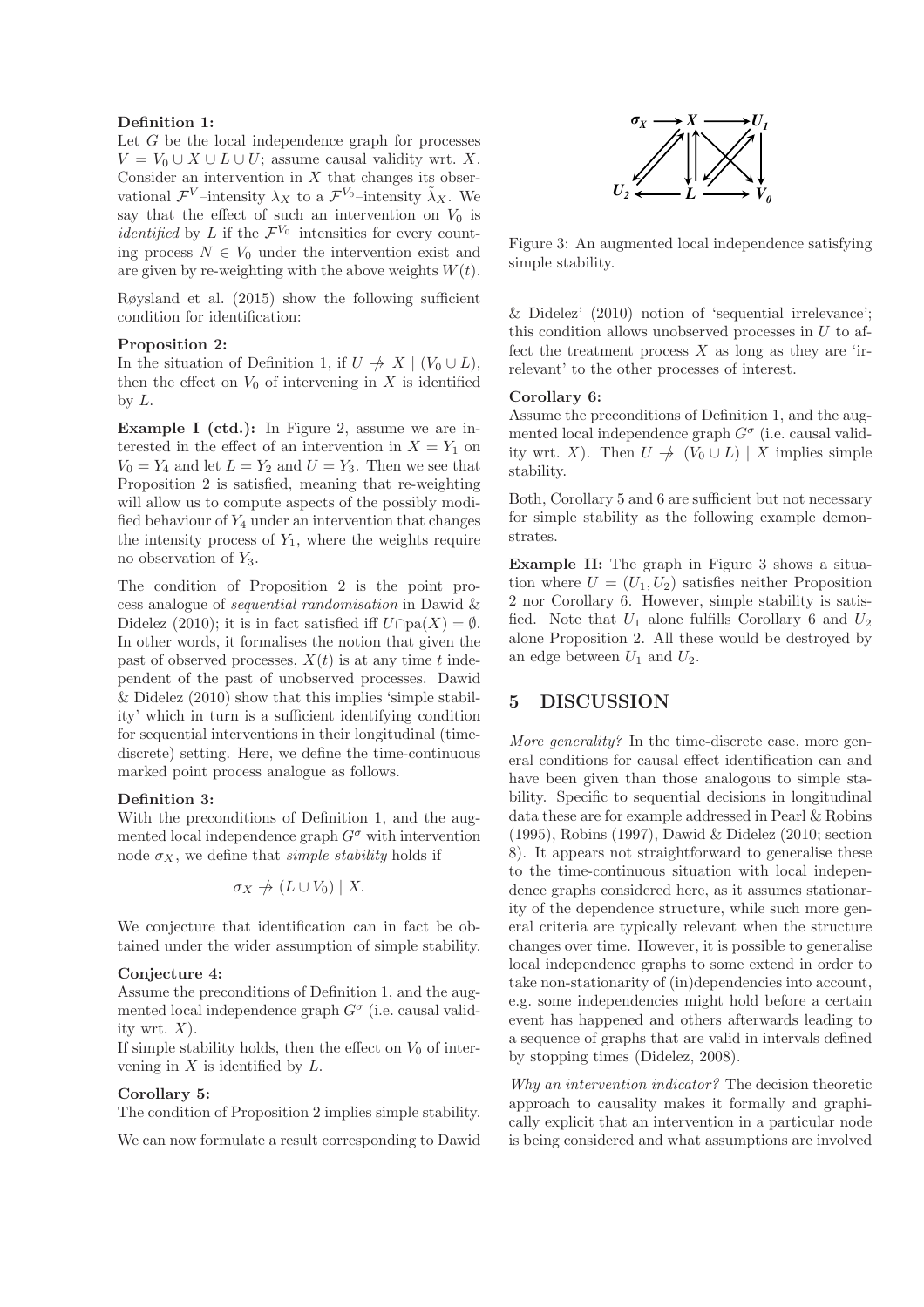**Definition 1:**
Let $G$ be the local independence graph for processes $V = V_0 \cup X \cup L \cup U$; assume causal validity wrt. $X$. Consider an intervention in $X$ that changes its observational $\mathcal{F}^V$–intensity $\lambda_X$ to a $\mathcal{F}^{V_0}$–intensity $\tilde{\lambda}_X$. We say that the effect of such an intervention on $V_0$ is *identified* by $L$ if the $\mathcal{F}^{V_0}$–intensities for every counting process $N \in V_0$ under the intervention exist and are given by re-weighting with the above weights $W(t)$.

Røysland et al. (2015) show the following sufficient condition for identification:

**Proposition 2:**
In the situation of Definition 1, if $U \not\rightarrow X \mid (V_0 \cup L)$, then the effect on $V_0$ of intervening in $X$ is identified by $L$.

**Example I (ctd.):** In Figure 2, assume we are interested in the effect of an intervention in $X = Y_1$ on $V_0 = Y_4$ and let $L = Y_2$ and $U = Y_3$. Then we see that Proposition 2 is satisfied, meaning that re-weighting will allow us to compute aspects of the possibly modified behaviour of $Y_4$ under an intervention that changes the intensity process of $Y_1$, where the weights require no observation of $Y_3$.

The condition of Proposition 2 is the point process analogue of *sequential randomisation* in Dawid & Didelez (2010); it is in fact satisfied iff $U \cap \text{pa}(X) = \emptyset$. In other words, it formalises the notion that given the past of observed processes, $X(t)$ is at any time $t$ independent of the past of unobserved processes. Dawid & Didelez (2010) show that this implies 'simple stability' which in turn is a sufficient identifying condition for sequential interventions in their longitudinal (time-discrete) setting. Here, we define the time-continuous marked point process analogue as follows.

**Definition 3:**
With the preconditions of Definition 1, and the augmented local independence graph $G^\sigma$ with intervention node $\sigma_X$, we define that *simple stability* holds if

$$\sigma_X \not\rightarrow (L \cup V_0) \mid X.$$

We conjecture that identification can in fact be obtained under the wider assumption of simple stability.

**Conjecture 4:**
Assume the preconditions of Definition 1, and the augmented local independence graph $G^\sigma$ (i.e. causal validity wrt. $X$).
If simple stability holds, then the effect on $V_0$ of intervening in $X$ is identified by $L$.

**Corollary 5:**
The condition of Proposition 2 implies simple stability.

We can now formulate a result corresponding to Dawid & Didelez' (2010) notion of 'sequential irrelevance'; this condition allows unobserved processes in $U$ to affect the treatment process $X$ as long as they are 'irrelevant' to the other processes of interest.

Figure 3: An augmented local independence satisfying simple stability.

**Corollary 6:**
Assume the preconditions of Definition 1, and the augmented local independence graph $G^\sigma$ (i.e. causal validity wrt. $X$). Then $U \not\rightarrow (V_0 \cup L) \mid X$ implies simple stability.

Both, Corollary 5 and 6 are sufficient but not necessary for simple stability as the following example demonstrates.

**Example II:** The graph in Figure 3 shows a situation where $U = (U_1, U_2)$ satisfies neither Proposition 2 nor Corollary 6. However, simple stability is satisfied. Note that $U_1$ alone fulfills Corollary 6 and $U_2$ alone Proposition 2. All these would be destroyed by an edge between $U_1$ and $U_2$.

## 5 DISCUSSION

*More generality?* In the time-discrete case, more general conditions for causal effect identification can and have been given than those analogous to simple stability. Specific to sequential decisions in longitudinal data these are for example addressed in Pearl & Robins (1995), Robins (1997), Dawid & Didelez (2010; section 8). It appears not straightforward to generalise these to the time-continuous situation with local independence graphs considered here, as it assumes stationarity of the dependence structure, while such more general criteria are typically relevant when the structure changes over time. However, it is possible to generalise local independence graphs to some extend in order to take non-stationarity of (in)dependencies into account, e.g. some independencies might hold before a certain event has happened and others afterwards leading to a sequence of graphs that are valid in intervals defined by stopping times (Didelez, 2008).

*Why an intervention indicator?* The decision theoretic approach to causality makes it formally and graphically explicit that an intervention in a particular node is being considered and what assumptions are involved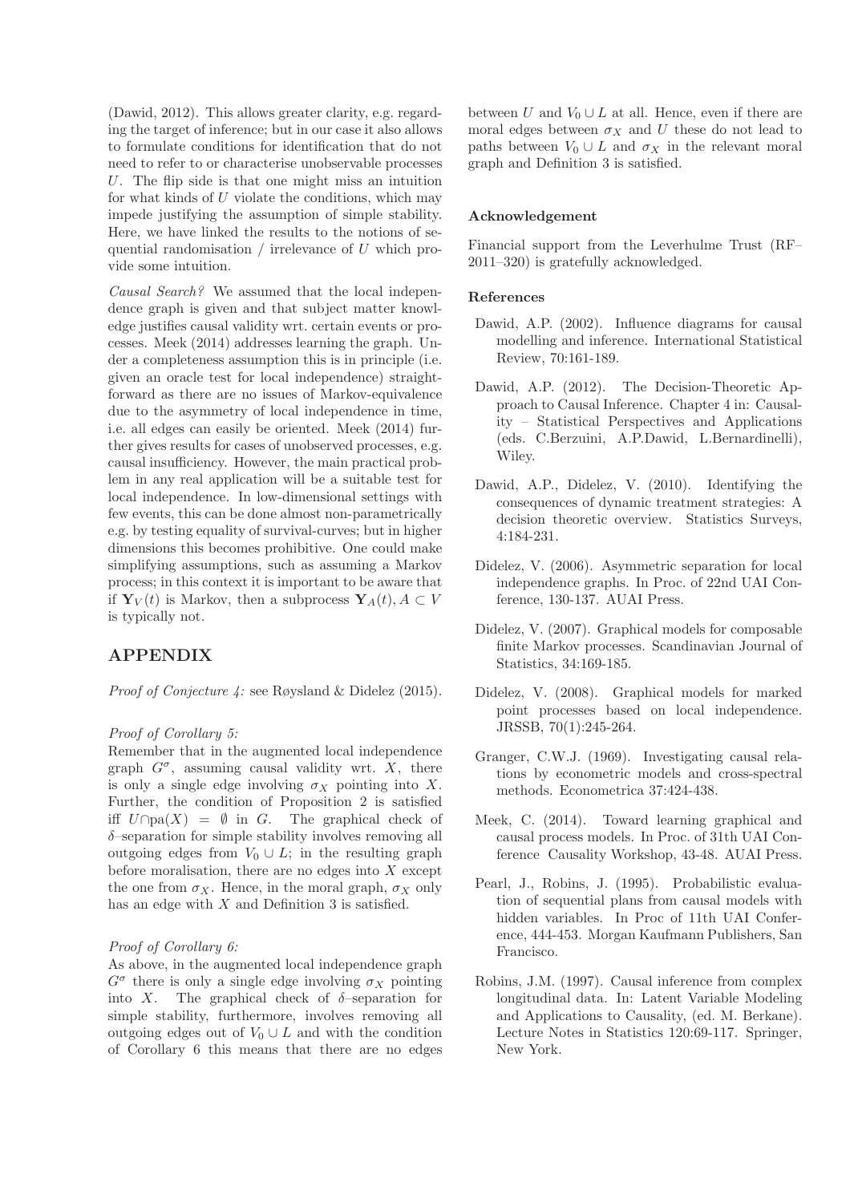(Dawid, 2012). This allows greater clarity, e.g. regarding the target of inference; but in our case it also allows to formulate conditions for identification that do not need to refer to or characterise unobservable processes $U$. The flip side is that one might miss an intuition for what kinds of $U$ violate the conditions, which may impede justifying the assumption of simple stability. Here, we have linked the results to the notions of sequential randomisation / irrelevance of $U$ which provide some intuition.

*Causal Search?* We assumed that the local independence graph is given and that subject matter knowledge justifies causal validity wrt. certain events or processes. Meek (2014) addresses learning the graph. Under a completeness assumption this is in principle (i.e. given an oracle test for local independence) straightforward as there are no issues of Markov-equivalence due to the asymmetry of local independence in time, i.e. all edges can easily be oriented. Meek (2014) further gives results for cases of unobserved processes, e.g. causal insufficiency. However, the main practical problem in any real application will be a suitable test for local independence. In low-dimensional settings with few events, this can be done almost non-parametrically e.g. by testing equality of survival-curves; but in higher dimensions this becomes prohibitive. One could make simplifying assumptions, such as assuming a Markov process; in this context it is important to be aware that if $\mathbf{Y}_V(t)$ is Markov, then a subprocess $\mathbf{Y}_A(t), A \subset V$ is typically not.

## APPENDIX

*Proof of Conjecture 4:* see Røysland & Didelez (2015).

*Proof of Corollary 5:*
Remember that in the augmented local independence graph $G^\sigma$, assuming causal validity wrt. $X$, there is only a single edge involving $\sigma_X$ pointing into $X$. Further, the condition of Proposition 2 is satisfied iff $U \cap \mathrm{pa}(X) = \emptyset$ in $G$. The graphical check of $\delta$–separation for simple stability involves removing all outgoing edges from $V_0 \cup L$; in the resulting graph before moralisation, there are no edges into $X$ except the one from $\sigma_X$. Hence, in the moral graph, $\sigma_X$ only has an edge with $X$ and Definition 3 is satisfied.

*Proof of Corollary 6:*
As above, in the augmented local independence graph $G^\sigma$ there is only a single edge involving $\sigma_X$ pointing into $X$. The graphical check of $\delta$–separation for simple stability, furthermore, involves removing all outgoing edges out of $V_0 \cup L$ and with the condition of Corollary 6 this means that there are no edges between $U$ and $V_0 \cup L$ at all. Hence, even if there are moral edges between $\sigma_X$ and $U$ these do not lead to paths between $V_0 \cup L$ and $\sigma_X$ in the relevant moral graph and Definition 3 is satisfied.

### Acknowledgement

Financial support from the Leverhulme Trust (RF–2011–320) is gratefully acknowledged.

### References

Dawid, A.P. (2002). Influence diagrams for causal modelling and inference. International Statistical Review, 70:161-189.

Dawid, A.P. (2012). The Decision-Theoretic Approach to Causal Inference. Chapter 4 in: Causality – Statistical Perspectives and Applications (eds. C.Berzuini, A.P.Dawid, L.Bernardinelli), Wiley.

Dawid, A.P., Didelez, V. (2010). Identifying the consequences of dynamic treatment strategies: A decision theoretic overview. Statistics Surveys, 4:184-231.

Didelez, V. (2006). Asymmetric separation for local independence graphs. In Proc. of 22nd UAI Conference, 130-137. AUAI Press.

Didelez, V. (2007). Graphical models for composable finite Markov processes. Scandinavian Journal of Statistics, 34:169-185.

Didelez, V. (2008). Graphical models for marked point processes based on local independence. JRSSB, 70(1):245-264.

Granger, C.W.J. (1969). Investigating causal relations by econometric models and cross-spectral methods. Econometrica 37:424-438.

Meek, C. (2014). Toward learning graphical and causal process models. In Proc. of 31th UAI Conference Causality Workshop, 43-48. AUAI Press.

Pearl, J., Robins, J. (1995). Probabilistic evaluation of sequential plans from causal models with hidden variables. In Proc of 11th UAI Conference, 444-453. Morgan Kaufmann Publishers, San Francisco.

Robins, J.M. (1997). Causal inference from complex longitudinal data. In: Latent Variable Modeling and Applications to Causality, (ed. M. Berkane). Lecture Notes in Statistics 120:69-117. Springer, New York.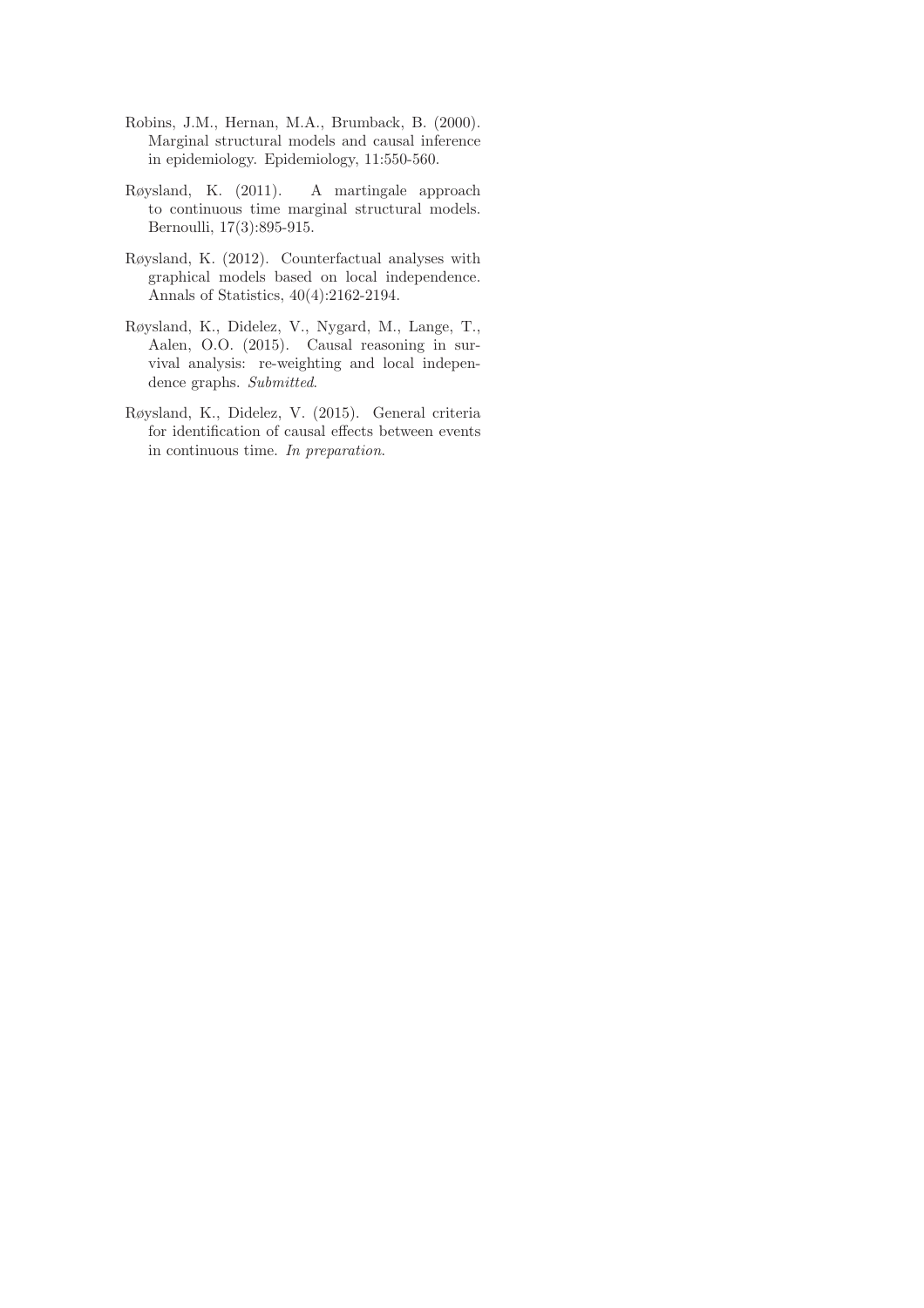Robins, J.M., Hernan, M.A., Brumback, B. (2000). Marginal structural models and causal inference in epidemiology. Epidemiology, 11:550-560.

Røysland, K. (2011). A martingale approach to continuous time marginal structural models. Bernoulli, 17(3):895-915.

Røysland, K. (2012). Counterfactual analyses with graphical models based on local independence. Annals of Statistics, 40(4):2162-2194.

Røysland, K., Didelez, V., Nygard, M., Lange, T., Aalen, O.O. (2015). Causal reasoning in survival analysis: re-weighting and local independence graphs. *Submitted*.

Røysland, K., Didelez, V. (2015). General criteria for identification of causal effects between events in continuous time. *In preparation*.